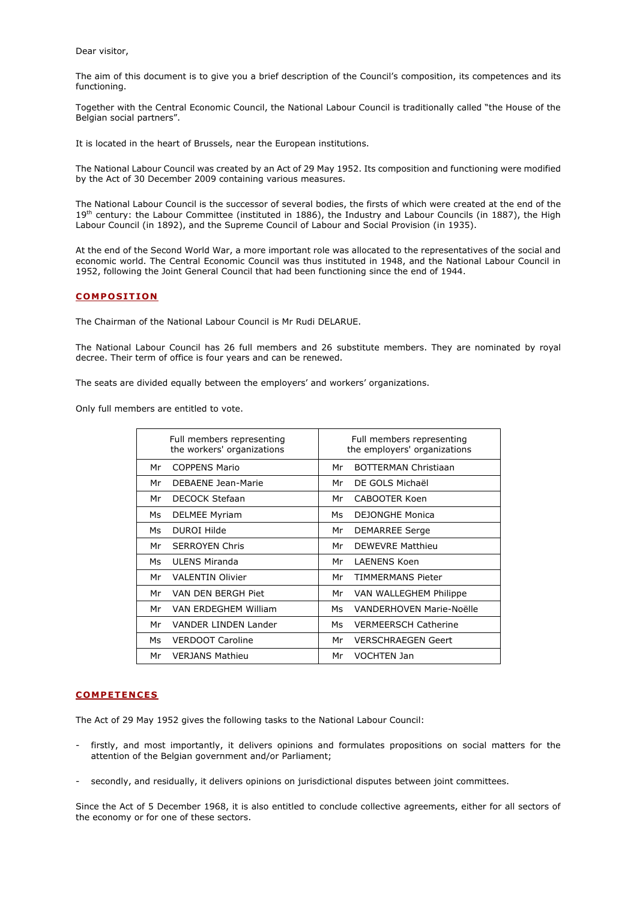Dear visitor,

The aim of this document is to give you a brief description of the Council's composition, its competences and its functioning.

Together with the Central Economic Council, the National Labour Council is traditionally called "the House of the Belgian social partners".

It is located in the heart of Brussels, near the European institutions.

The National Labour Council was created by an Act of 29 May 1952. Its composition and functioning were modified by the Act of 30 December 2009 containing various measures.

The National Labour Council is the successor of several bodies, the firsts of which were created at the end of the 19th century: the Labour Committee (instituted in 1886), the Industry and Labour Councils (in 1887), the High Labour Council (in 1892), and the Supreme Council of Labour and Social Provision (in 1935).

At the end of the Second World War, a more important role was allocated to the representatives of the social and economic world. The Central Economic Council was thus instituted in 1948, and the National Labour Council in 1952, following the Joint General Council that had been functioning since the end of 1944.

## COMPOSITION

The Chairman of the National Labour Council is Mr Rudi DELARUE.

The National Labour Council has 26 full members and 26 substitute members. They are nominated by royal decree. Their term of office is four years and can be renewed.

The seats are divided equally between the employers' and workers' organizations.

Only full members are entitled to vote.

| Full members representing the workers' organizations | | Full members representing the employers' organizations | |
|---|---|---|---|
| Mr | COPPENS Mario | Mr | BOTTERMAN Christiaan |
| Mr | DEBAENE Jean-Marie | Mr | DE GOLS Michaël |
| Mr | DECOCK Stefaan | Mr | CABOOTER Koen |
| Ms | DELMEE Myriam | Ms | DEJONGHE Monica |
| Ms | DUROI Hilde | Mr | DEMARREE Serge |
| Mr | SERROYEN Chris | Mr | DEWEVRE Matthieu |
| Ms | ULENS Miranda | Mr | LAENENS Koen |
| Mr | VALENTIN Olivier | Mr | TIMMERMANS Pieter |
| Mr | VAN DEN BERGH Piet | Mr | VAN WALLEGHEM Philippe |
| Mr | VAN ERDEGHEM William | Ms | VANDERHOVEN Marie-Noëlle |
| Mr | VANDER LINDEN Lander | Ms | VERMEERSCH Catherine |
| Ms | VERDOOT Caroline | Mr | VERSCHRAEGEN Geert |
| Mr | VERJANS Mathieu | Mr | VOCHTEN Jan |

## COMPETENCES

The Act of 29 May 1952 gives the following tasks to the National Labour Council:

- firstly, and most importantly, it delivers opinions and formulates propositions on social matters for the attention of the Belgian government and/or Parliament;
- secondly, and residually, it delivers opinions on jurisdictional disputes between joint committees.

Since the Act of 5 December 1968, it is also entitled to conclude collective agreements, either for all sectors of the economy or for one of these sectors.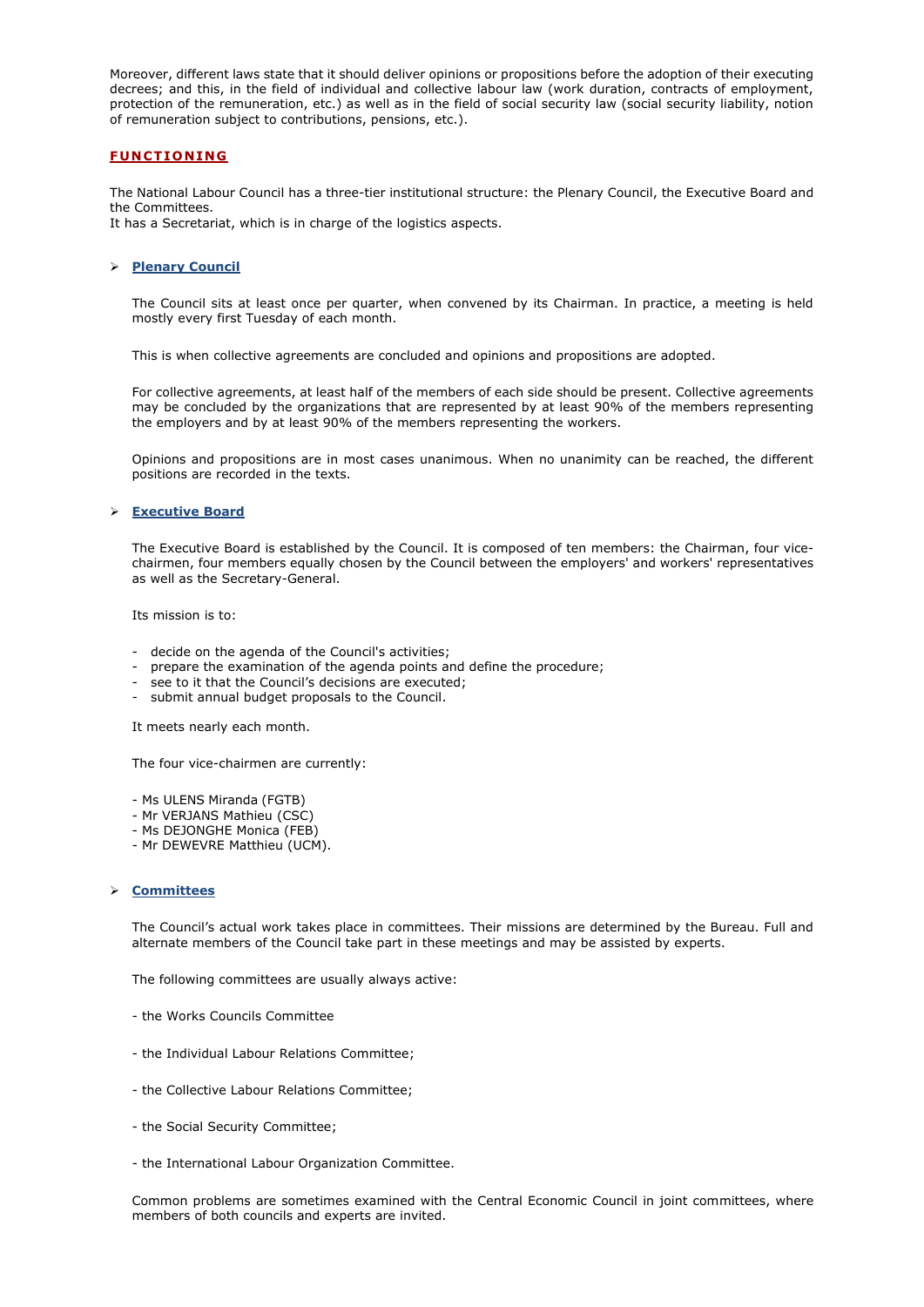Moreover, different laws state that it should deliver opinions or propositions before the adoption of their executing decrees; and this, in the field of individual and collective labour law (work duration, contracts of employment, protection of the remuneration, etc.) as well as in the field of social security law (social security liability, notion of remuneration subject to contributions, pensions, etc.).

## FUNCTIONING

The National Labour Council has a three-tier institutional structure: the Plenary Council, the Executive Board and the Committees.
It has a Secretariat, which is in charge of the logistics aspects.

### Plenary Council

The Council sits at least once per quarter, when convened by its Chairman. In practice, a meeting is held mostly every first Tuesday of each month.

This is when collective agreements are concluded and opinions and propositions are adopted.

For collective agreements, at least half of the members of each side should be present. Collective agreements may be concluded by the organizations that are represented by at least 90% of the members representing the employers and by at least 90% of the members representing the workers.

Opinions and propositions are in most cases unanimous. When no unanimity can be reached, the different positions are recorded in the texts.

### Executive Board

The Executive Board is established by the Council. It is composed of ten members: the Chairman, four vice-chairmen, four members equally chosen by the Council between the employers' and workers' representatives as well as the Secretary-General.

Its mission is to:

- decide on the agenda of the Council's activities;
- prepare the examination of the agenda points and define the procedure;
- see to it that the Council's decisions are executed;
- submit annual budget proposals to the Council.

It meets nearly each month.

The four vice-chairmen are currently:

- Ms ULENS Miranda (FGTB)
- Mr VERJANS Mathieu (CSC)
- Ms DEJONGHE Monica (FEB)
- Mr DEWEVRE Matthieu (UCM).

### Committees

The Council's actual work takes place in committees. Their missions are determined by the Bureau. Full and alternate members of the Council take part in these meetings and may be assisted by experts.

The following committees are usually always active:

- the Works Councils Committee
- the Individual Labour Relations Committee;
- the Collective Labour Relations Committee;
- the Social Security Committee;
- the International Labour Organization Committee.

Common problems are sometimes examined with the Central Economic Council in joint committees, where members of both councils and experts are invited.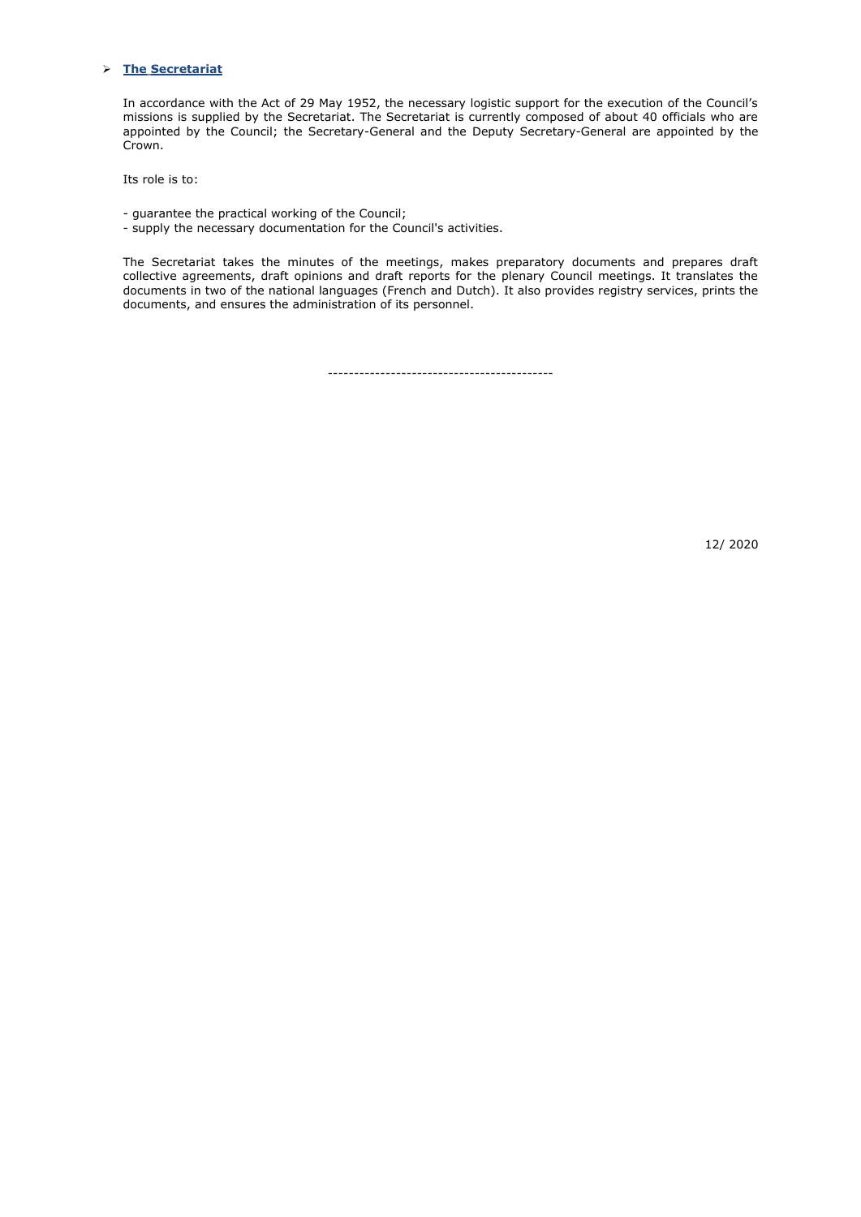- **The Secretariat**

In accordance with the Act of 29 May 1952, the necessary logistic support for the execution of the Council's missions is supplied by the Secretariat. The Secretariat is currently composed of about 40 officials who are appointed by the Council; the Secretary-General and the Deputy Secretary-General are appointed by the Crown.

Its role is to:

- guarantee the practical working of the Council;
- supply the necessary documentation for the Council's activities.

The Secretariat takes the minutes of the meetings, makes preparatory documents and prepares draft collective agreements, draft opinions and draft reports for the plenary Council meetings. It translates the documents in two of the national languages (French and Dutch). It also provides registry services, prints the documents, and ensures the administration of its personnel.

------------------------------------------

12/ 2020